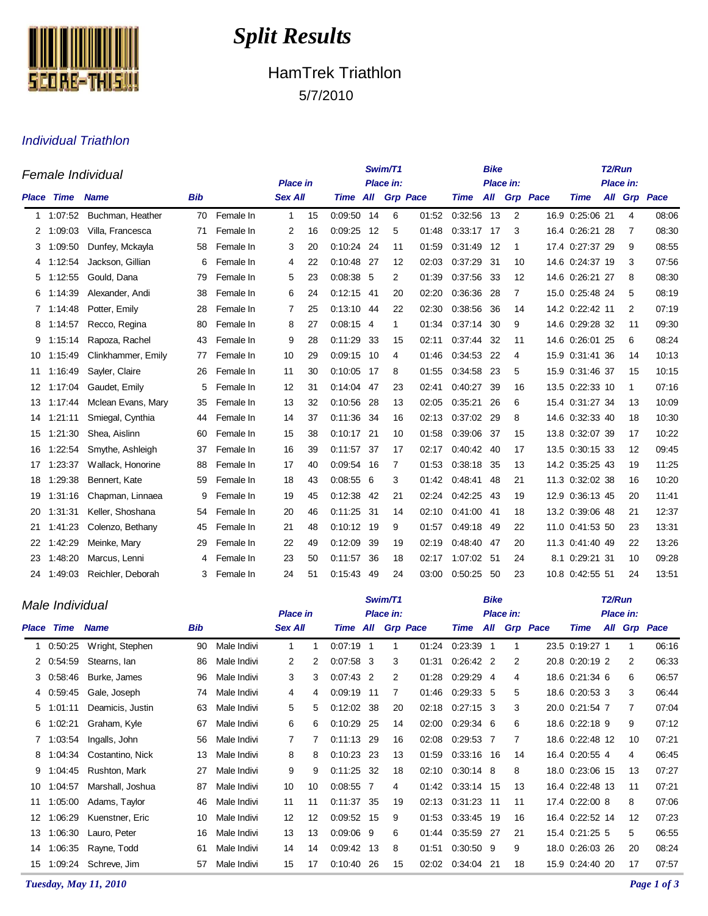# Split Results

## HamTrek Triathlon

5/7/2010

### Individual Triathlon

#### Female Individual

| Place | Time | Name | Bib | | Place in Sex | Place in All | Swim/T1 Time | Swim/T1 Place in: All | Swim/T1 Place in: Grp | Swim/T1 Pace | Bike Time | Bike Place in: All | Bike Place in: Grp | Bike Pace | T2/Run Time | T2/Run Place in: All | T2/Run Place in: Grp | T2/Run Pace |
|---|---|---|---|---|---|---|---|---|---|---|---|---|---|---|---|---|---|---|
| 1 | 1:07:52 | Buchman, Heather | 70 | Female In | 1 | 15 | 0:09:50 | 14 | 6 | 01:52 | 0:32:56 | 13 | 2 | 16.9 | 0:25:06 | 21 | 4 | 08:06 |
| 2 | 1:09:03 | Villa, Francesca | 71 | Female In | 2 | 16 | 0:09:25 | 12 | 5 | 01:48 | 0:33:17 | 17 | 3 | 16.4 | 0:26:21 | 28 | 7 | 08:30 |
| 3 | 1:09:50 | Dunfey, Mckayla | 58 | Female In | 3 | 20 | 0:10:24 | 24 | 11 | 01:59 | 0:31:49 | 12 | 1 | 17.4 | 0:27:37 | 29 | 9 | 08:55 |
| 4 | 1:12:54 | Jackson, Gillian | 6 | Female In | 4 | 22 | 0:10:48 | 27 | 12 | 02:03 | 0:37:29 | 31 | 10 | 14.6 | 0:24:37 | 19 | 3 | 07:56 |
| 5 | 1:12:55 | Gould, Dana | 79 | Female In | 5 | 23 | 0:08:38 | 5 | 2 | 01:39 | 0:37:56 | 33 | 12 | 14.6 | 0:26:21 | 27 | 8 | 08:30 |
| 6 | 1:14:39 | Alexander, Andi | 38 | Female In | 6 | 24 | 0:12:15 | 41 | 20 | 02:20 | 0:36:36 | 28 | 7 | 15.0 | 0:25:48 | 24 | 5 | 08:19 |
| 7 | 1:14:48 | Potter, Emily | 28 | Female In | 7 | 25 | 0:13:10 | 44 | 22 | 02:30 | 0:38:56 | 36 | 14 | 14.2 | 0:22:42 | 11 | 2 | 07:19 |
| 8 | 1:14:57 | Recco, Regina | 80 | Female In | 8 | 27 | 0:08:15 | 4 | 1 | 01:34 | 0:37:14 | 30 | 9 | 14.6 | 0:29:28 | 32 | 11 | 09:30 |
| 9 | 1:15:14 | Rapoza, Rachel | 43 | Female In | 9 | 28 | 0:11:29 | 33 | 15 | 02:11 | 0:37:44 | 32 | 11 | 14.6 | 0:26:01 | 25 | 6 | 08:24 |
| 10 | 1:15:49 | Clinkhammer, Emily | 77 | Female In | 10 | 29 | 0:09:15 | 10 | 4 | 01:46 | 0:34:53 | 22 | 4 | 15.9 | 0:31:41 | 36 | 14 | 10:13 |
| 11 | 1:16:49 | Sayler, Claire | 26 | Female In | 11 | 30 | 0:10:05 | 17 | 8 | 01:55 | 0:34:58 | 23 | 5 | 15.9 | 0:31:46 | 37 | 15 | 10:15 |
| 12 | 1:17:04 | Gaudet, Emily | 5 | Female In | 12 | 31 | 0:14:04 | 47 | 23 | 02:41 | 0:40:27 | 39 | 16 | 13.5 | 0:22:33 | 10 | 1 | 07:16 |
| 13 | 1:17:44 | Mclean Evans, Mary | 35 | Female In | 13 | 32 | 0:10:56 | 28 | 13 | 02:05 | 0:35:21 | 26 | 6 | 15.4 | 0:31:27 | 34 | 13 | 10:09 |
| 14 | 1:21:11 | Smiegal, Cynthia | 44 | Female In | 14 | 37 | 0:11:36 | 34 | 16 | 02:13 | 0:37:02 | 29 | 8 | 14.6 | 0:32:33 | 40 | 18 | 10:30 |
| 15 | 1:21:30 | Shea, Aislinn | 60 | Female In | 15 | 38 | 0:10:17 | 21 | 10 | 01:58 | 0:39:06 | 37 | 15 | 13.8 | 0:32:07 | 39 | 17 | 10:22 |
| 16 | 1:22:54 | Smythe, Ashleigh | 37 | Female In | 16 | 39 | 0:11:57 | 37 | 17 | 02:17 | 0:40:42 | 40 | 17 | 13.5 | 0:30:15 | 33 | 12 | 09:45 |
| 17 | 1:23:37 | Wallack, Honorine | 88 | Female In | 17 | 40 | 0:09:54 | 16 | 7 | 01:53 | 0:38:18 | 35 | 13 | 14.2 | 0:35:25 | 43 | 19 | 11:25 |
| 18 | 1:29:38 | Bennert, Kate | 59 | Female In | 18 | 43 | 0:08:55 | 6 | 3 | 01:42 | 0:48:41 | 48 | 21 | 11.3 | 0:32:02 | 38 | 16 | 10:20 |
| 19 | 1:31:16 | Chapman, Linnaea | 9 | Female In | 19 | 45 | 0:12:38 | 42 | 21 | 02:24 | 0:42:25 | 43 | 19 | 12.9 | 0:36:13 | 45 | 20 | 11:41 |
| 20 | 1:31:31 | Keller, Shoshana | 54 | Female In | 20 | 46 | 0:11:25 | 31 | 14 | 02:10 | 0:41:00 | 41 | 18 | 13.2 | 0:39:06 | 48 | 21 | 12:37 |
| 21 | 1:41:23 | Colenzo, Bethany | 45 | Female In | 21 | 48 | 0:10:12 | 19 | 9 | 01:57 | 0:49:18 | 49 | 22 | 11.0 | 0:41:53 | 50 | 23 | 13:31 |
| 22 | 1:42:29 | Meinke, Mary | 29 | Female In | 22 | 49 | 0:12:09 | 39 | 19 | 02:19 | 0:48:40 | 47 | 20 | 11.3 | 0:41:40 | 49 | 22 | 13:26 |
| 23 | 1:48:20 | Marcus, Lenni | 4 | Female In | 23 | 50 | 0:11:57 | 36 | 18 | 02:17 | 1:07:02 | 51 | 24 | 8.1 | 0:29:21 | 31 | 10 | 09:28 |
| 24 | 1:49:03 | Reichler, Deborah | 3 | Female In | 24 | 51 | 0:15:43 | 49 | 24 | 03:00 | 0:50:25 | 50 | 23 | 10.8 | 0:42:55 | 51 | 24 | 13:51 |

#### Male Individual

| Place | Time | Name | Bib | | Place in Sex | Place in All | Swim/T1 Time | Swim/T1 Place in: All | Swim/T1 Place in: Grp | Swim/T1 Pace | Bike Time | Bike Place in: All | Bike Place in: Grp | Bike Pace | T2/Run Time | T2/Run Place in: All | T2/Run Place in: Grp | T2/Run Pace |
|---|---|---|---|---|---|---|---|---|---|---|---|---|---|---|---|---|---|---|
| 1 | 0:50:25 | Wright, Stephen | 90 | Male Indivi | 1 | 1 | 0:07:19 | 1 | 1 | 01:24 | 0:23:39 | 1 | 1 | 23.5 | 0:19:27 | 1 | 1 | 06:16 |
| 2 | 0:54:59 | Stearns, Ian | 86 | Male Indivi | 2 | 2 | 0:07:58 | 3 | 3 | 01:31 | 0:26:42 | 2 | 2 | 20.8 | 0:20:19 | 2 | 2 | 06:33 |
| 3 | 0:58:46 | Burke, James | 96 | Male Indivi | 3 | 3 | 0:07:43 | 2 | 2 | 01:28 | 0:29:29 | 4 | 4 | 18.6 | 0:21:34 | 6 | 6 | 06:57 |
| 4 | 0:59:45 | Gale, Joseph | 74 | Male Indivi | 4 | 4 | 0:09:19 | 11 | 7 | 01:46 | 0:29:33 | 5 | 5 | 18.6 | 0:20:53 | 3 | 3 | 06:44 |
| 5 | 1:01:11 | Deamicis, Justin | 63 | Male Indivi | 5 | 5 | 0:12:02 | 38 | 20 | 02:18 | 0:27:15 | 3 | 3 | 20.0 | 0:21:54 | 7 | 7 | 07:04 |
| 6 | 1:02:21 | Graham, Kyle | 67 | Male Indivi | 6 | 6 | 0:10:29 | 25 | 14 | 02:00 | 0:29:34 | 6 | 6 | 18.6 | 0:22:18 | 9 | 9 | 07:12 |
| 7 | 1:03:54 | Ingalls, John | 56 | Male Indivi | 7 | 7 | 0:11:13 | 29 | 16 | 02:08 | 0:29:53 | 7 | 7 | 18.6 | 0:22:48 | 12 | 10 | 07:21 |
| 8 | 1:04:34 | Costantino, Nick | 13 | Male Indivi | 8 | 8 | 0:10:23 | 23 | 13 | 01:59 | 0:33:16 | 16 | 14 | 16.4 | 0:20:55 | 4 | 4 | 06:45 |
| 9 | 1:04:45 | Rushton, Mark | 27 | Male Indivi | 9 | 9 | 0:11:25 | 32 | 18 | 02:10 | 0:30:14 | 8 | 8 | 18.0 | 0:23:06 | 15 | 13 | 07:27 |
| 10 | 1:04:57 | Marshall, Joshua | 87 | Male Indivi | 10 | 10 | 0:08:55 | 7 | 4 | 01:42 | 0:33:14 | 15 | 13 | 16.4 | 0:22:48 | 13 | 11 | 07:21 |
| 11 | 1:05:00 | Adams, Taylor | 46 | Male Indivi | 11 | 11 | 0:11:37 | 35 | 19 | 02:13 | 0:31:23 | 11 | 11 | 17.4 | 0:22:00 | 8 | 8 | 07:06 |
| 12 | 1:06:29 | Kuenstner, Eric | 10 | Male Indivi | 12 | 12 | 0:09:52 | 15 | 9 | 01:53 | 0:33:45 | 19 | 16 | 16.4 | 0:22:52 | 14 | 12 | 07:23 |
| 13 | 1:06:30 | Lauro, Peter | 16 | Male Indivi | 13 | 13 | 0:09:06 | 9 | 6 | 01:44 | 0:35:59 | 27 | 21 | 15.4 | 0:21:25 | 5 | 5 | 06:55 |
| 14 | 1:06:35 | Rayne, Todd | 61 | Male Indivi | 14 | 14 | 0:09:42 | 13 | 8 | 01:51 | 0:30:50 | 9 | 9 | 18.0 | 0:26:03 | 26 | 20 | 08:24 |
| 15 | 1:09:24 | Schreve, Jim | 57 | Male Indivi | 15 | 17 | 0:10:40 | 26 | 15 | 02:02 | 0:34:04 | 21 | 18 | 15.9 | 0:24:40 | 20 | 17 | 07:57 |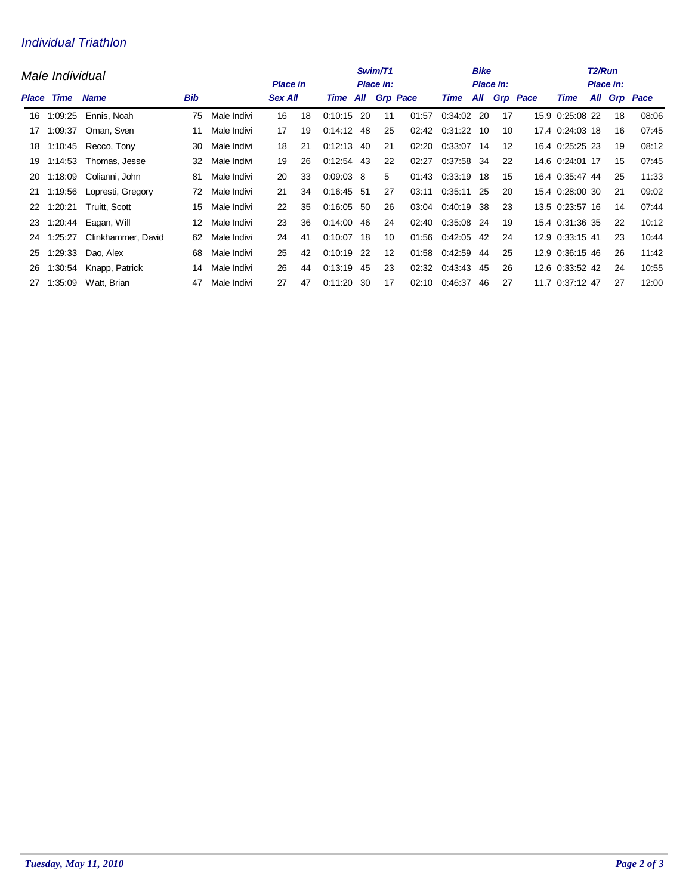## Individual Triathlon

### Male Individual

| Place | Time | Name | Bib | | Place in Sex | All | Swim/T1 Time | Place in: All | Grp | Pace | Bike Time | Place in: All | Grp | Pace | T2/Run Time | Place in: All | Grp | Pace |
|---|---|---|---|---|---|---|---|---|---|---|---|---|---|---|---|---|---|---|
| 16 | 1:09:25 | Ennis, Noah | 75 | Male Indivi | 16 | 18 | 0:10:15 | 20 | 11 | 01:57 | 0:34:02 | 20 | 17 | 15.9 | 0:25:08 | 22 | 18 | 08:06 |
| 17 | 1:09:37 | Oman, Sven | 11 | Male Indivi | 17 | 19 | 0:14:12 | 48 | 25 | 02:42 | 0:31:22 | 10 | 10 | 17.4 | 0:24:03 | 18 | 16 | 07:45 |
| 18 | 1:10:45 | Recco, Tony | 30 | Male Indivi | 18 | 21 | 0:12:13 | 40 | 21 | 02:20 | 0:33:07 | 14 | 12 | 16.4 | 0:25:25 | 23 | 19 | 08:12 |
| 19 | 1:14:53 | Thomas, Jesse | 32 | Male Indivi | 19 | 26 | 0:12:54 | 43 | 22 | 02:27 | 0:37:58 | 34 | 22 | 14.6 | 0:24:01 | 17 | 15 | 07:45 |
| 20 | 1:18:09 | Colianni, John | 81 | Male Indivi | 20 | 33 | 0:09:03 | 8 | 5 | 01:43 | 0:33:19 | 18 | 15 | 16.4 | 0:35:47 | 44 | 25 | 11:33 |
| 21 | 1:19:56 | Lopresti, Gregory | 72 | Male Indivi | 21 | 34 | 0:16:45 | 51 | 27 | 03:11 | 0:35:11 | 25 | 20 | 15.4 | 0:28:00 | 30 | 21 | 09:02 |
| 22 | 1:20:21 | Truitt, Scott | 15 | Male Indivi | 22 | 35 | 0:16:05 | 50 | 26 | 03:04 | 0:40:19 | 38 | 23 | 13.5 | 0:23:57 | 16 | 14 | 07:44 |
| 23 | 1:20:44 | Eagan, Will | 12 | Male Indivi | 23 | 36 | 0:14:00 | 46 | 24 | 02:40 | 0:35:08 | 24 | 19 | 15.4 | 0:31:36 | 35 | 22 | 10:12 |
| 24 | 1:25:27 | Clinkhammer, David | 62 | Male Indivi | 24 | 41 | 0:10:07 | 18 | 10 | 01:56 | 0:42:05 | 42 | 24 | 12.9 | 0:33:15 | 41 | 23 | 10:44 |
| 25 | 1:29:33 | Dao, Alex | 68 | Male Indivi | 25 | 42 | 0:10:19 | 22 | 12 | 01:58 | 0:42:59 | 44 | 25 | 12.9 | 0:36:15 | 46 | 26 | 11:42 |
| 26 | 1:30:54 | Knapp, Patrick | 14 | Male Indivi | 26 | 44 | 0:13:19 | 45 | 23 | 02:32 | 0:43:43 | 45 | 26 | 12.6 | 0:33:52 | 42 | 24 | 10:55 |
| 27 | 1:35:09 | Watt, Brian | 47 | Male Indivi | 27 | 47 | 0:11:20 | 30 | 17 | 02:10 | 0:46:37 | 46 | 27 | 11.7 | 0:37:12 | 47 | 27 | 12:00 |

*Tuesday, May 11, 2010*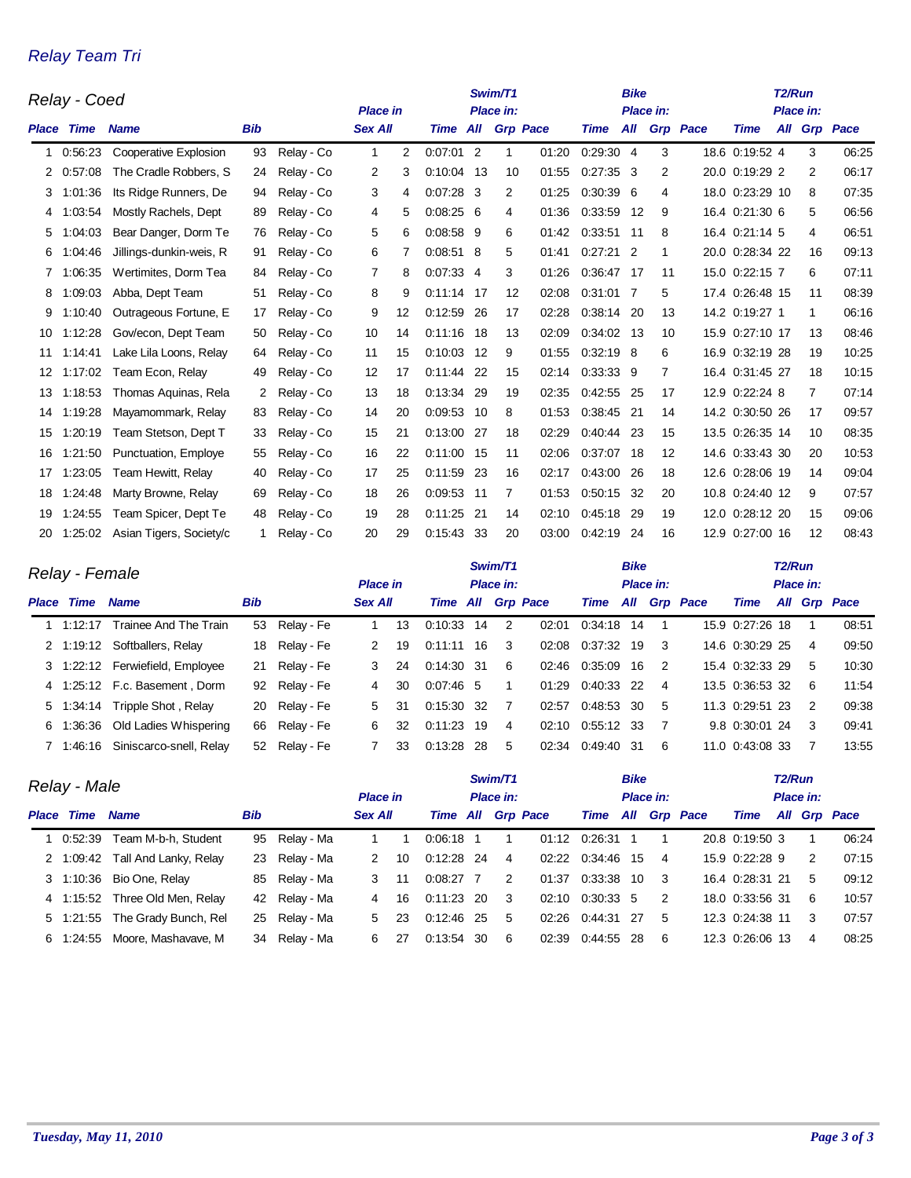## Relay Team Tri

### Relay - Coed

| Place | Time | Name | Bib | | Place in Sex | Place in All | Swim/T1 Time | Swim/T1 Place in: All | Swim/T1 Place in: Grp | Swim/T1 Pace | Bike Time | Bike Place in: All | Bike Place in: Grp | Bike Pace | T2/Run Time | T2/Run Place in: All | T2/Run Place in: Grp | T2/Run Pace |
|---|---|---|---|---|---|---|---|---|---|---|---|---|---|---|---|---|---|---|
| 1 | 0:56:23 | Cooperative Explosion | 93 | Relay - Co | 1 | 2 | 0:07:01 | 2 | 1 | 01:20 | 0:29:30 | 4 | 3 | 18.6 | 0:19:52 | 4 | 3 | 06:25 |
| 2 | 0:57:08 | The Cradle Robbers, S | 24 | Relay - Co | 2 | 3 | 0:10:04 | 13 | 10 | 01:55 | 0:27:35 | 3 | 2 | 20.0 | 0:19:29 | 2 | 2 | 06:17 |
| 3 | 1:01:36 | Its Ridge Runners, De | 94 | Relay - Co | 3 | 4 | 0:07:28 | 3 | 2 | 01:25 | 0:30:39 | 6 | 4 | 18.0 | 0:23:29 | 10 | 8 | 07:35 |
| 4 | 1:03:54 | Mostly Rachels, Dept | 89 | Relay - Co | 4 | 5 | 0:08:25 | 6 | 4 | 01:36 | 0:33:59 | 12 | 9 | 16.4 | 0:21:30 | 6 | 5 | 06:56 |
| 5 | 1:04:03 | Bear Danger, Dorm Te | 76 | Relay - Co | 5 | 6 | 0:08:58 | 9 | 6 | 01:42 | 0:33:51 | 11 | 8 | 16.4 | 0:21:14 | 5 | 4 | 06:51 |
| 6 | 1:04:46 | Jillings-dunkin-weis, R | 91 | Relay - Co | 6 | 7 | 0:08:51 | 8 | 5 | 01:41 | 0:27:21 | 2 | 1 | 20.0 | 0:28:34 | 22 | 16 | 09:13 |
| 7 | 1:06:35 | Wertimites, Dorm Tea | 84 | Relay - Co | 7 | 8 | 0:07:33 | 4 | 3 | 01:26 | 0:36:47 | 17 | 11 | 15.0 | 0:22:15 | 7 | 6 | 07:11 |
| 8 | 1:09:03 | Abba, Dept Team | 51 | Relay - Co | 8 | 9 | 0:11:14 | 17 | 12 | 02:08 | 0:31:01 | 7 | 5 | 17.4 | 0:26:48 | 15 | 11 | 08:39 |
| 9 | 1:10:40 | Outrageous Fortune, E | 17 | Relay - Co | 9 | 12 | 0:12:59 | 26 | 17 | 02:28 | 0:38:14 | 20 | 13 | 14.2 | 0:19:27 | 1 | 1 | 06:16 |
| 10 | 1:12:28 | Gov/econ, Dept Team | 50 | Relay - Co | 10 | 14 | 0:11:16 | 18 | 13 | 02:09 | 0:34:02 | 13 | 10 | 15.9 | 0:27:10 | 17 | 13 | 08:46 |
| 11 | 1:14:41 | Lake Lila Loons, Relay | 64 | Relay - Co | 11 | 15 | 0:10:03 | 12 | 9 | 01:55 | 0:32:19 | 8 | 6 | 16.9 | 0:32:19 | 28 | 19 | 10:25 |
| 12 | 1:17:02 | Team Econ, Relay | 49 | Relay - Co | 12 | 17 | 0:11:44 | 22 | 15 | 02:14 | 0:33:33 | 9 | 7 | 16.4 | 0:31:45 | 27 | 18 | 10:15 |
| 13 | 1:18:53 | Thomas Aquinas, Rela | 2 | Relay - Co | 13 | 18 | 0:13:34 | 29 | 19 | 02:35 | 0:42:55 | 25 | 17 | 12.9 | 0:22:24 | 8 | 7 | 07:14 |
| 14 | 1:19:28 | Mayamommark, Relay | 83 | Relay - Co | 14 | 20 | 0:09:53 | 10 | 8 | 01:53 | 0:38:45 | 21 | 14 | 14.2 | 0:30:50 | 26 | 17 | 09:57 |
| 15 | 1:20:19 | Team Stetson, Dept T | 33 | Relay - Co | 15 | 21 | 0:13:00 | 27 | 18 | 02:29 | 0:40:44 | 23 | 15 | 13.5 | 0:26:35 | 14 | 10 | 08:35 |
| 16 | 1:21:50 | Punctuation, Employe | 55 | Relay - Co | 16 | 22 | 0:11:00 | 15 | 11 | 02:06 | 0:37:07 | 18 | 12 | 14.6 | 0:33:43 | 30 | 20 | 10:53 |
| 17 | 1:23:05 | Team Hewitt, Relay | 40 | Relay - Co | 17 | 25 | 0:11:59 | 23 | 16 | 02:17 | 0:43:00 | 26 | 18 | 12.6 | 0:28:06 | 19 | 14 | 09:04 |
| 18 | 1:24:48 | Marty Browne, Relay | 69 | Relay - Co | 18 | 26 | 0:09:53 | 11 | 7 | 01:53 | 0:50:15 | 32 | 20 | 10.8 | 0:24:40 | 12 | 9 | 07:57 |
| 19 | 1:24:55 | Team Spicer, Dept Te | 48 | Relay - Co | 19 | 28 | 0:11:25 | 21 | 14 | 02:10 | 0:45:18 | 29 | 19 | 12.0 | 0:28:12 | 20 | 15 | 09:06 |
| 20 | 1:25:02 | Asian Tigers, Society/c | 1 | Relay - Co | 20 | 29 | 0:15:43 | 33 | 20 | 03:00 | 0:42:19 | 24 | 16 | 12.9 | 0:27:00 | 16 | 12 | 08:43 |

### Relay - Female

| Place | Time | Name | Bib | | Place in Sex | Place in All | Swim/T1 Time | Swim/T1 Place in: All | Swim/T1 Place in: Grp | Swim/T1 Pace | Bike Time | Bike Place in: All | Bike Place in: Grp | Bike Pace | T2/Run Time | T2/Run Place in: All | T2/Run Place in: Grp | T2/Run Pace |
|---|---|---|---|---|---|---|---|---|---|---|---|---|---|---|---|---|---|---|
| 1 | 1:12:17 | Trainee And The Train | 53 | Relay - Fe | 1 | 13 | 0:10:33 | 14 | 2 | 02:01 | 0:34:18 | 14 | 1 | 15.9 | 0:27:26 | 18 | 1 | 08:51 |
| 2 | 1:19:12 | Softballers, Relay | 18 | Relay - Fe | 2 | 19 | 0:11:11 | 16 | 3 | 02:08 | 0:37:32 | 19 | 3 | 14.6 | 0:30:29 | 25 | 4 | 09:50 |
| 3 | 1:22:12 | Ferwiefield, Employee | 21 | Relay - Fe | 3 | 24 | 0:14:30 | 31 | 6 | 02:46 | 0:35:09 | 16 | 2 | 15.4 | 0:32:33 | 29 | 5 | 10:30 |
| 4 | 1:25:12 | F.c. Basement , Dorm | 92 | Relay - Fe | 4 | 30 | 0:07:46 | 5 | 1 | 01:29 | 0:40:33 | 22 | 4 | 13.5 | 0:36:53 | 32 | 6 | 11:54 |
| 5 | 1:34:14 | Tripple Shot , Relay | 20 | Relay - Fe | 5 | 31 | 0:15:30 | 32 | 7 | 02:57 | 0:48:53 | 30 | 5 | 11.3 | 0:29:51 | 23 | 2 | 09:38 |
| 6 | 1:36:36 | Old Ladies Whispering | 66 | Relay - Fe | 6 | 32 | 0:11:23 | 19 | 4 | 02:10 | 0:55:12 | 33 | 7 | 9.8 | 0:30:01 | 24 | 3 | 09:41 |
| 7 | 1:46:16 | Siniscarco-snell, Relay | 52 | Relay - Fe | 7 | 33 | 0:13:28 | 28 | 5 | 02:34 | 0:49:40 | 31 | 6 | 11.0 | 0:43:08 | 33 | 7 | 13:55 |

### Relay - Male

| Place | Time | Name | Bib | | Place in Sex | Place in All | Swim/T1 Time | Swim/T1 Place in: All | Swim/T1 Place in: Grp | Swim/T1 Pace | Bike Time | Bike Place in: All | Bike Place in: Grp | Bike Pace | T2/Run Time | T2/Run Place in: All | T2/Run Place in: Grp | T2/Run Pace |
|---|---|---|---|---|---|---|---|---|---|---|---|---|---|---|---|---|---|---|
| 1 | 0:52:39 | Team M-b-h, Student | 95 | Relay - Ma | 1 | 1 | 0:06:18 | 1 | 1 | 01:12 | 0:26:31 | 1 | 1 | 20.8 | 0:19:50 | 3 | 1 | 06:24 |
| 2 | 1:09:42 | Tall And Lanky, Relay | 23 | Relay - Ma | 2 | 10 | 0:12:28 | 24 | 4 | 02:22 | 0:34:46 | 15 | 4 | 15.9 | 0:22:28 | 9 | 2 | 07:15 |
| 3 | 1:10:36 | Bio One, Relay | 85 | Relay - Ma | 3 | 11 | 0:08:27 | 7 | 2 | 01:37 | 0:33:38 | 10 | 3 | 16.4 | 0:28:31 | 21 | 5 | 09:12 |
| 4 | 1:15:52 | Three Old Men, Relay | 42 | Relay - Ma | 4 | 16 | 0:11:23 | 20 | 3 | 02:10 | 0:30:33 | 5 | 2 | 18.0 | 0:33:56 | 31 | 6 | 10:57 |
| 5 | 1:21:55 | The Grady Bunch, Rel | 25 | Relay - Ma | 5 | 23 | 0:12:46 | 25 | 5 | 02:26 | 0:44:31 | 27 | 5 | 12.3 | 0:24:38 | 11 | 3 | 07:57 |
| 6 | 1:24:55 | Moore, Mashavave, M | 34 | Relay - Ma | 6 | 27 | 0:13:54 | 30 | 6 | 02:39 | 0:44:55 | 28 | 6 | 12.3 | 0:26:06 | 13 | 4 | 08:25 |

*Tuesday, May 11, 2010*